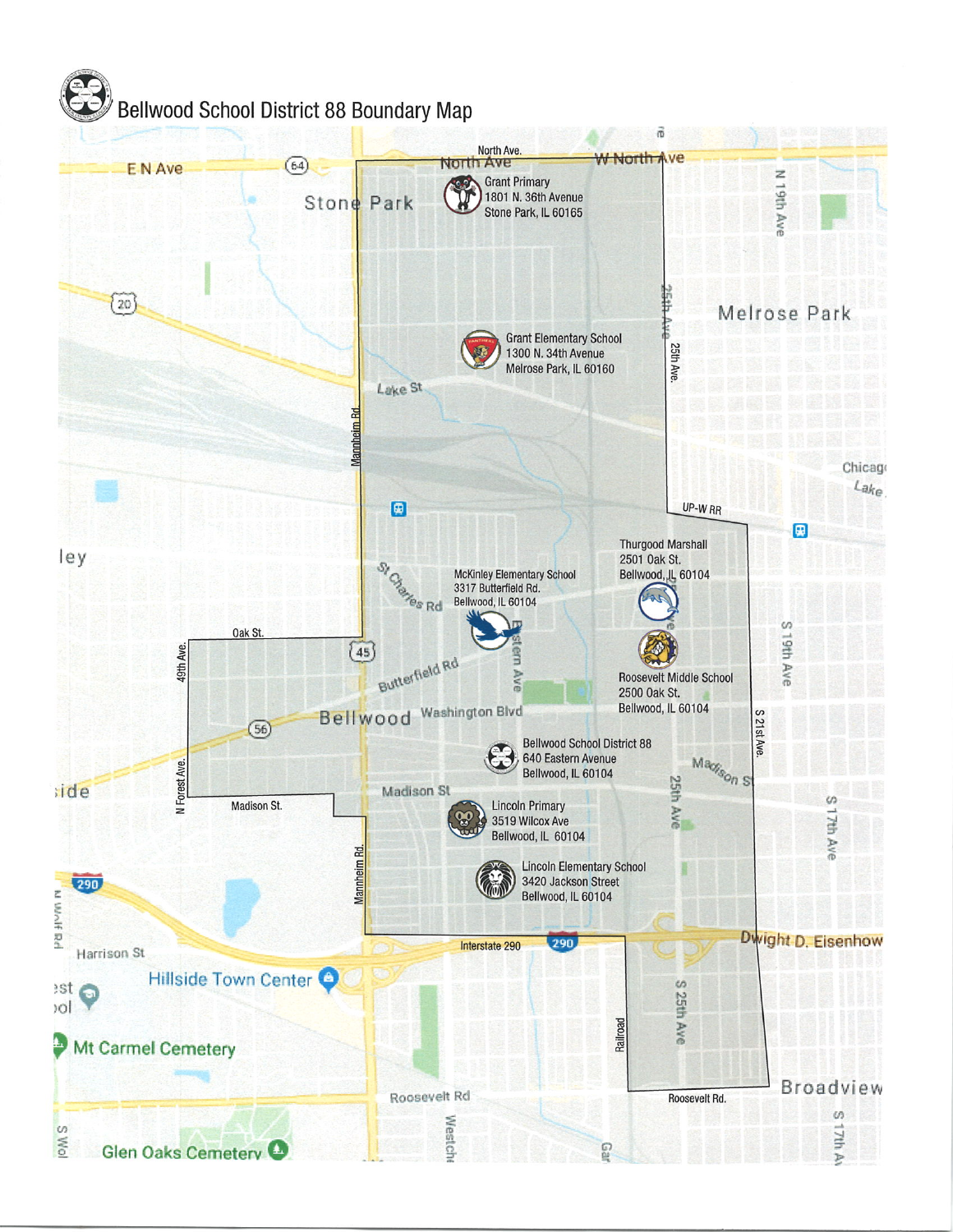# Bellwood School District 88 Boundary Map

**Grant Primary**
1801 N. 36th Avenue
Stone Park, IL 60165

**Grant Elementary School**
1300 N. 34th Avenue
Melrose Park, IL 60160

**Thurgood Marshall**
2501 Oak St.
Bellwood, IL 60104

**McKinley Elementary School**
3317 Butterfield Rd.
Bellwood, IL 60104

**Roosevelt Middle School**
2500 Oak St.
Bellwood, IL 60104

**Bellwood School District 88**
640 Eastern Avenue
Bellwood, IL 60104

**Lincoln Primary**
3519 Wilcox Ave
Bellwood, IL 60104

**Lincoln Elementary School**
3420 Jackson Street
Bellwood, IL 60104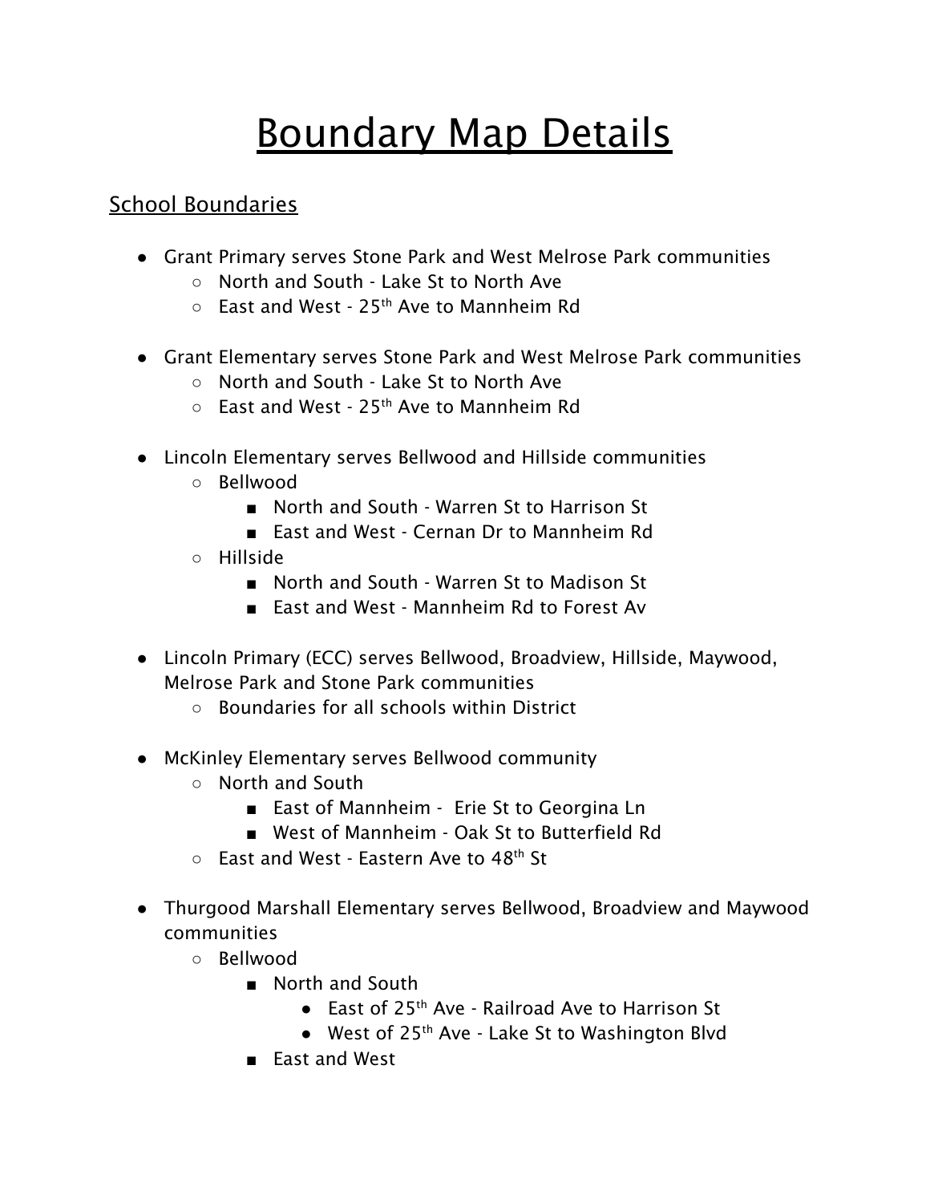# Boundary Map Details

## School Boundaries

- Grant Primary serves Stone Park and West Melrose Park communities
  - North and South - Lake St to North Ave
  - East and West - 25th Ave to Mannheim Rd

- Grant Elementary serves Stone Park and West Melrose Park communities
  - North and South - Lake St to North Ave
  - East and West - 25th Ave to Mannheim Rd

- Lincoln Elementary serves Bellwood and Hillside communities
  - Bellwood
    - North and South - Warren St to Harrison St
    - East and West - Cernan Dr to Mannheim Rd
  - Hillside
    - North and South - Warren St to Madison St
    - East and West - Mannheim Rd to Forest Av

- Lincoln Primary (ECC) serves Bellwood, Broadview, Hillside, Maywood, Melrose Park and Stone Park communities
  - Boundaries for all schools within District

- McKinley Elementary serves Bellwood community
  - North and South
    - East of Mannheim - Erie St to Georgina Ln
    - West of Mannheim - Oak St to Butterfield Rd
  - East and West - Eastern Ave to 48th St

- Thurgood Marshall Elementary serves Bellwood, Broadview and Maywood communities
  - Bellwood
    - North and South
      - East of 25th Ave - Railroad Ave to Harrison St
      - West of 25th Ave - Lake St to Washington Blvd
    - East and West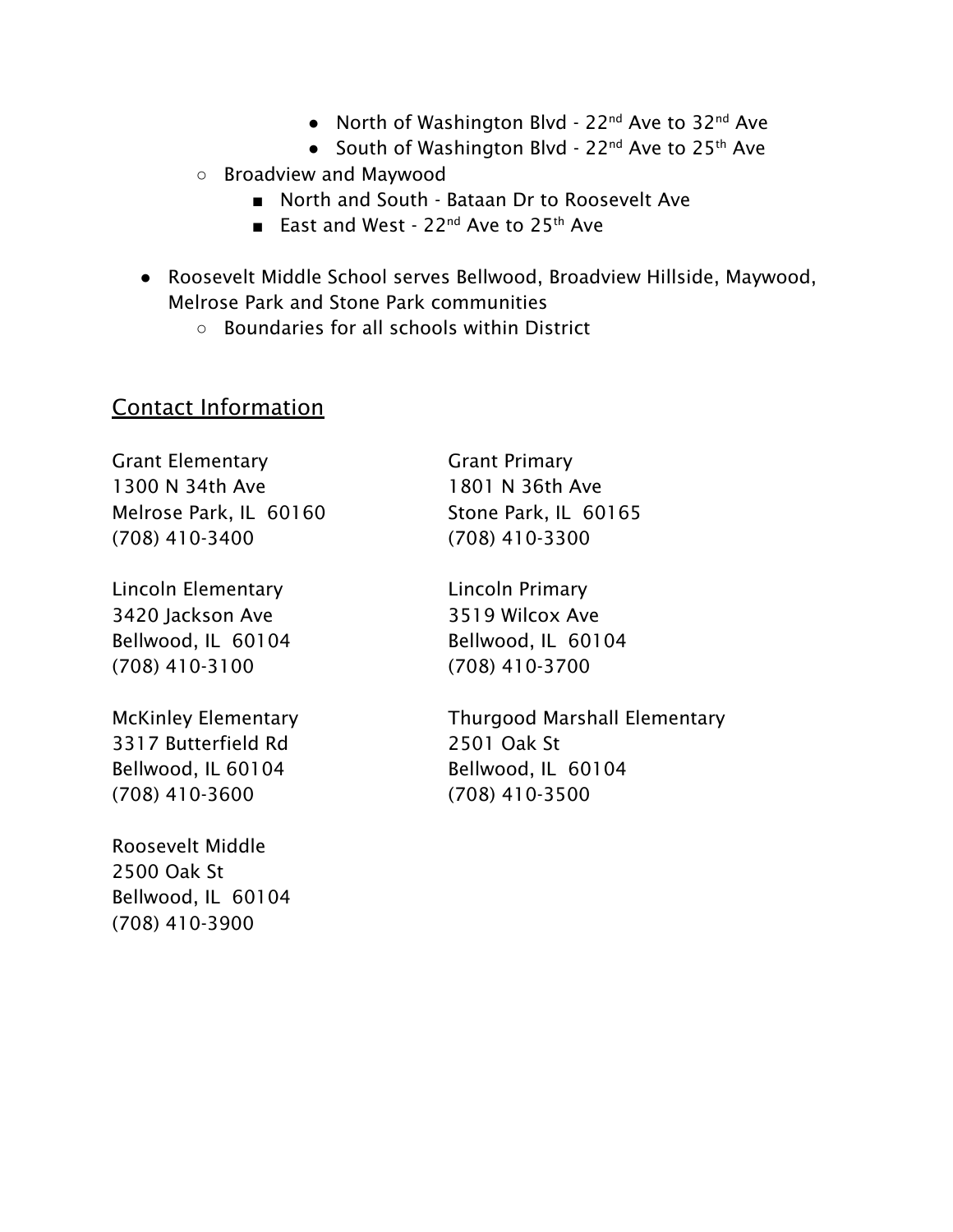- North of Washington Blvd - 22nd Ave to 32nd Ave
        - South of Washington Blvd - 22nd Ave to 25th Ave
    - Broadview and Maywood
        - North and South - Bataan Dr to Roosevelt Ave
        - East and West - 22nd Ave to 25th Ave

- Roosevelt Middle School serves Bellwood, Broadview Hillside, Maywood, Melrose Park and Stone Park communities
    - Boundaries for all schools within District

## Contact Information

Grant Elementary
1300 N 34th Ave
Melrose Park, IL 60160
(708) 410-3400

Grant Primary
1801 N 36th Ave
Stone Park, IL 60165
(708) 410-3300

Lincoln Elementary
3420 Jackson Ave
Bellwood, IL 60104
(708) 410-3100

Lincoln Primary
3519 Wilcox Ave
Bellwood, IL 60104
(708) 410-3700

McKinley Elementary
3317 Butterfield Rd
Bellwood, IL 60104
(708) 410-3600

Thurgood Marshall Elementary
2501 Oak St
Bellwood, IL 60104
(708) 410-3500

Roosevelt Middle
2500 Oak St
Bellwood, IL 60104
(708) 410-3900